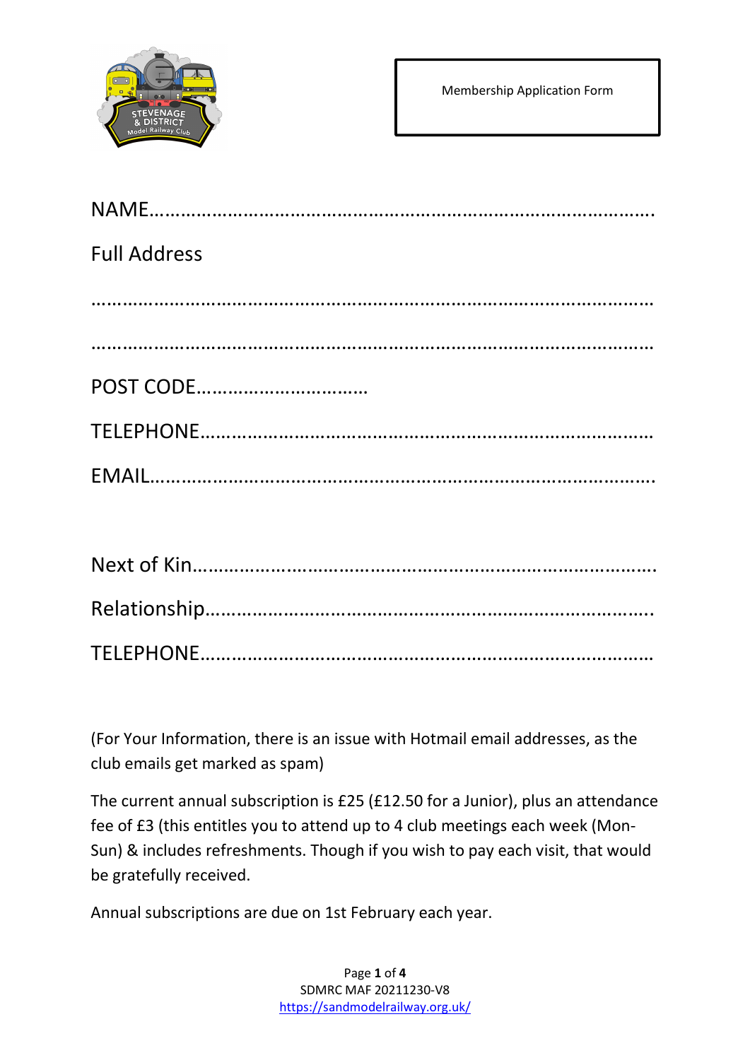Membership Application Form

NAME……………………………………………………………………………………….

Full Address

…………………………………………………………………………………………

…………………………………………………………………………………………

POST CODE……………………………

TELEPHONE……………………………………………………………………………

EMAIL……………………………………………………………………………………….

Next of Kin………………………………………………………………………….

Relationship…………………………………………………………………………..

TELEPHONE……………………………………………………………………………

(For Your Information, there is an issue with Hotmail email addresses, as the club emails get marked as spam)

The current annual subscription is £25 (£12.50 for a Junior), plus an attendance fee of £3 (this entitles you to attend up to 4 club meetings each week (Mon-Sun) & includes refreshments. Though if you wish to pay each visit, that would be gratefully received.

Annual subscriptions are due on 1st February each year.

SDMRC MAF 20211230-V8
https://sandmodelrailway.org.uk/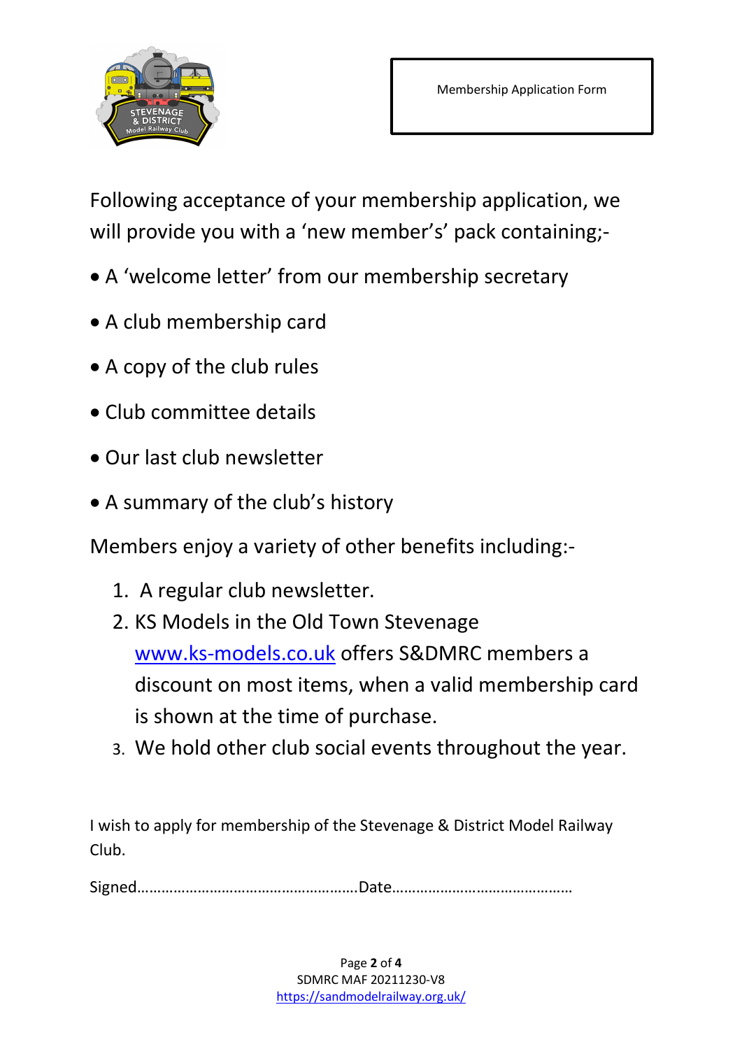Membership Application Form

Following acceptance of your membership application, we will provide you with a 'new member's' pack containing;-

- A 'welcome letter' from our membership secretary
- A club membership card
- A copy of the club rules
- Club committee details
- Our last club newsletter
- A summary of the club's history

Members enjoy a variety of other benefits including:-

1. A regular club newsletter.
2. KS Models in the Old Town Stevenage www.ks-models.co.uk offers S&DMRC members a discount on most items, when a valid membership card is shown at the time of purchase.
3. We hold other club social events throughout the year.

I wish to apply for membership of the Stevenage & District Model Railway Club.

Signed……………………………………………….Date………………………………………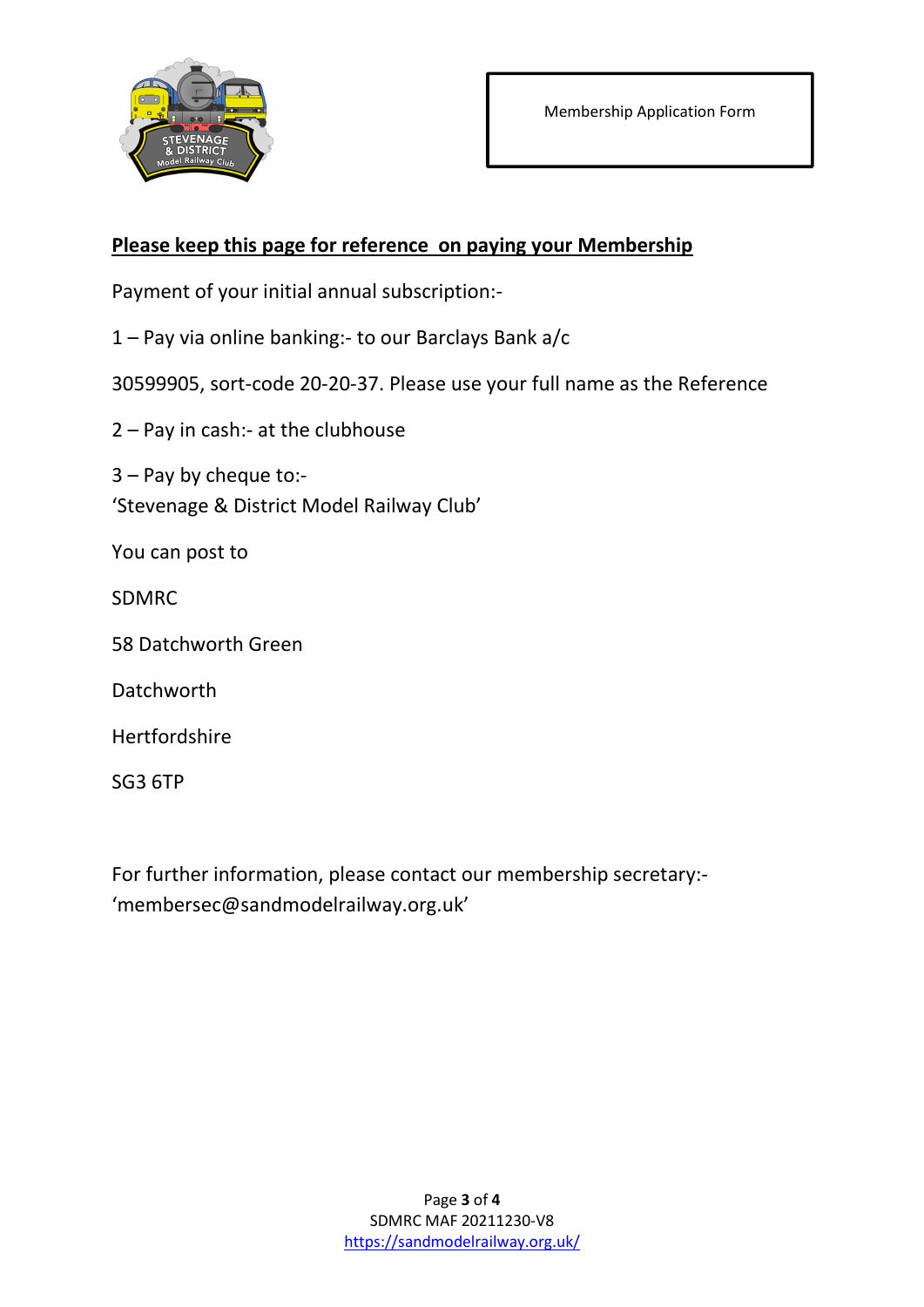Membership Application Form

**<u>Please keep this page for reference on paying your Membership</u>**

Payment of your initial annual subscription:-

1 – Pay via online banking:- to our Barclays Bank a/c

30599905, sort-code 20-20-37. Please use your full name as the Reference

2 – Pay in cash:- at the clubhouse

3 – Pay by cheque to:-
'Stevenage & District Model Railway Club'

You can post to

SDMRC

58 Datchworth Green

Datchworth

Hertfordshire

SG3 6TP

For further information, please contact our membership secretary:-
'membersec@sandmodelrailway.org.uk'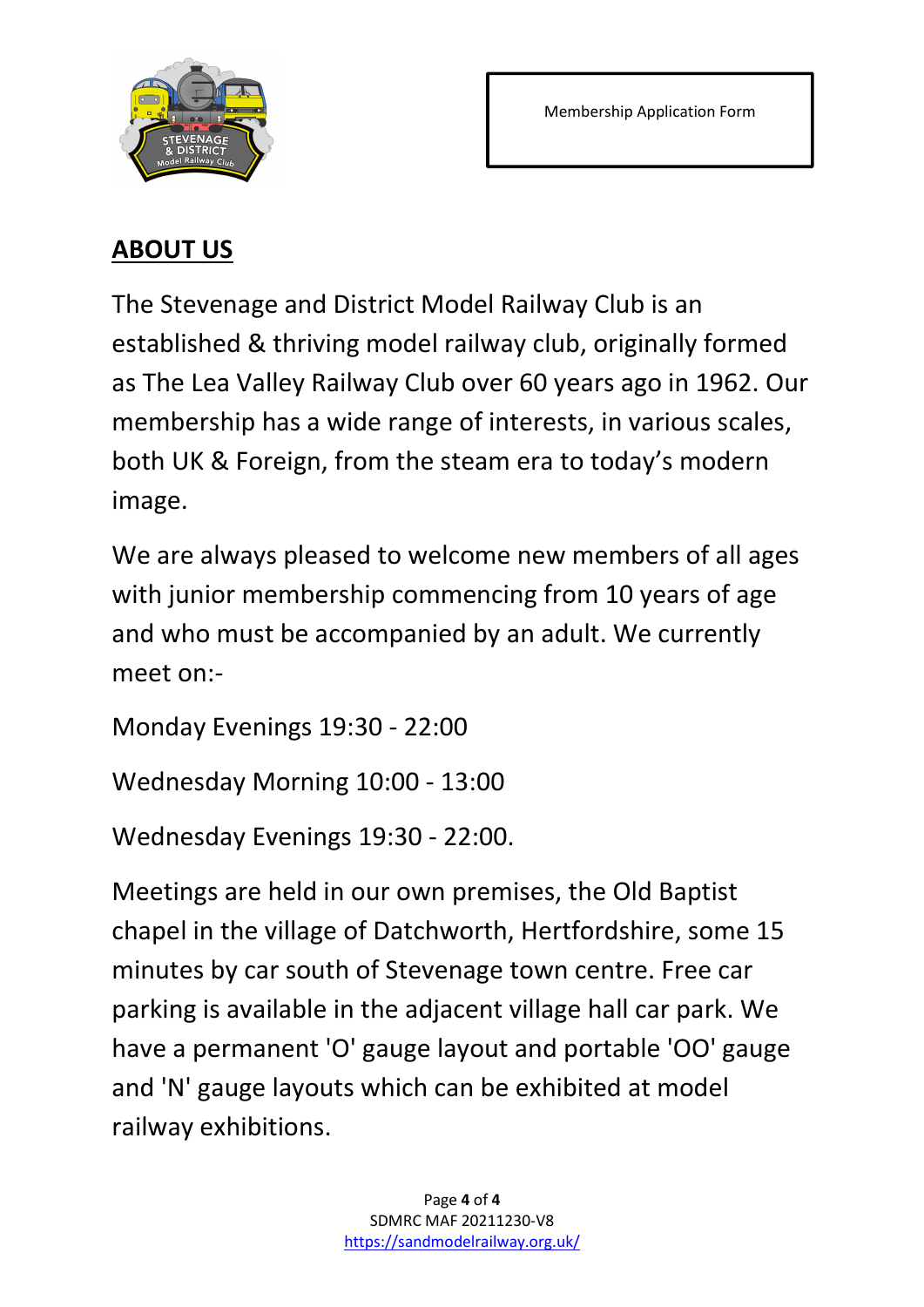Membership Application Form

## ABOUT US

The Stevenage and District Model Railway Club is an established & thriving model railway club, originally formed as The Lea Valley Railway Club over 60 years ago in 1962. Our membership has a wide range of interests, in various scales, both UK & Foreign, from the steam era to today's modern image.

We are always pleased to welcome new members of all ages with junior membership commencing from 10 years of age and who must be accompanied by an adult. We currently meet on:-

Monday Evenings 19:30 - 22:00

Wednesday Morning 10:00 - 13:00

Wednesday Evenings 19:30 - 22:00.

Meetings are held in our own premises, the Old Baptist chapel in the village of Datchworth, Hertfordshire, some 15 minutes by car south of Stevenage town centre. Free car parking is available in the adjacent village hall car park. We have a permanent 'O' gauge layout and portable 'OO' gauge and 'N' gauge layouts which can be exhibited at model railway exhibitions.

SDMRC MAF 20211230-V8
https://sandmodelrailway.org.uk/